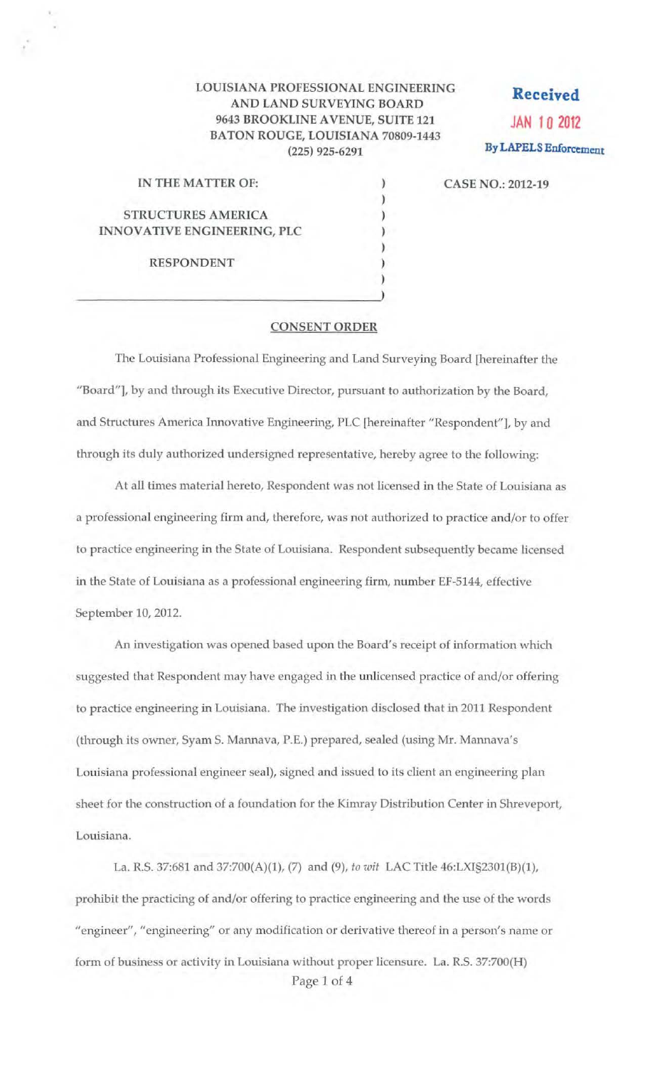LOUISIANA PROFESSIONAL ENGINEERING
AND LAND SURVEYING BOARD
9643 BROOKLINE AVENUE, SUITE 121
BATON ROUGE, LOUISIANA 70809-1443
(225) 925-6291

**Received**
JAN 10 2012
By LAPELS Enforcement

IN THE MATTER OF:

STRUCTURES AMERICA
INNOVATIVE ENGINEERING, PLC

RESPONDENT

CASE NO.: 2012-19

## CONSENT ORDER

The Louisiana Professional Engineering and Land Surveying Board [hereinafter the "Board"], by and through its Executive Director, pursuant to authorization by the Board, and Structures America Innovative Engineering, PLC [hereinafter "Respondent"], by and through its duly authorized undersigned representative, hereby agree to the following:

At all times material hereto, Respondent was not licensed in the State of Louisiana as a professional engineering firm and, therefore, was not authorized to practice and/or to offer to practice engineering in the State of Louisiana. Respondent subsequently became licensed in the State of Louisiana as a professional engineering firm, number EF-5144, effective September 10, 2012.

An investigation was opened based upon the Board's receipt of information which suggested that Respondent may have engaged in the unlicensed practice of and/or offering to practice engineering in Louisiana. The investigation disclosed that in 2011 Respondent (through its owner, Syam S. Mannava, P.E.) prepared, sealed (using Mr. Mannava's Louisiana professional engineer seal), signed and issued to its client an engineering plan sheet for the construction of a foundation for the Kimray Distribution Center in Shreveport, Louisiana.

La. R.S. 37:681 and 37:700(A)(1), (7) and (9), *to wit* LAC Title 46:LXI§2301(B)(1), prohibit the practicing of and/or offering to practice engineering and the use of the words "engineer", "engineering" or any modification or derivative thereof in a person's name or form of business or activity in Louisiana without proper licensure. La. R.S. 37:700(H)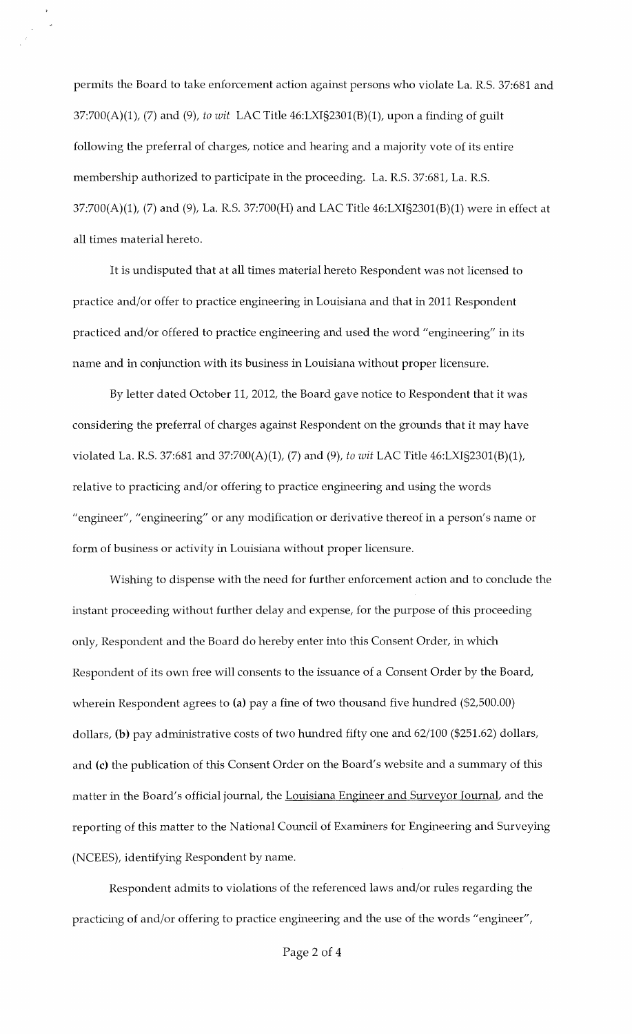permits the Board to take enforcement action against persons who violate La. R.S. 37:681 and 37:700(A)(1), (7) and (9), *to wit* LAC Title 46:LXI§2301(B)(1), upon a finding of guilt following the preferral of charges, notice and hearing and a majority vote of its entire membership authorized to participate in the proceeding. La. R.S. 37:681, La. R.S. 37:700(A)(1), (7) and (9), La. R.S. 37:700(H) and LAC Title 46:LXI§2301(B)(1) were in effect at all times material hereto.

It is undisputed that at all times material hereto Respondent was not licensed to practice and/or offer to practice engineering in Louisiana and that in 2011 Respondent practiced and/or offered to practice engineering and used the word "engineering" in its name and in conjunction with its business in Louisiana without proper licensure.

By letter dated October 11, 2012, the Board gave notice to Respondent that it was considering the preferral of charges against Respondent on the grounds that it may have violated La. R.S. 37:681 and 37:700(A)(1), (7) and (9), *to wit* LAC Title 46:LXI§2301(B)(1), relative to practicing and/or offering to practice engineering and using the words "engineer", "engineering" or any modification or derivative thereof in a person's name or form of business or activity in Louisiana without proper licensure.

Wishing to dispense with the need for further enforcement action and to conclude the instant proceeding without further delay and expense, for the purpose of this proceeding only, Respondent and the Board do hereby enter into this Consent Order, in which Respondent of its own free will consents to the issuance of a Consent Order by the Board, wherein Respondent agrees to **(a)** pay a fine of two thousand five hundred ($2,500.00) dollars, **(b)** pay administrative costs of two hundred fifty one and 62/100 ($251.62) dollars, and **(c)** the publication of this Consent Order on the Board's website and a summary of this matter in the Board's official journal, the Louisiana Engineer and Surveyor Journal, and the reporting of this matter to the National Council of Examiners for Engineering and Surveying (NCEES), identifying Respondent by name.

Respondent admits to violations of the referenced laws and/or rules regarding the practicing of and/or offering to practice engineering and the use of the words "engineer",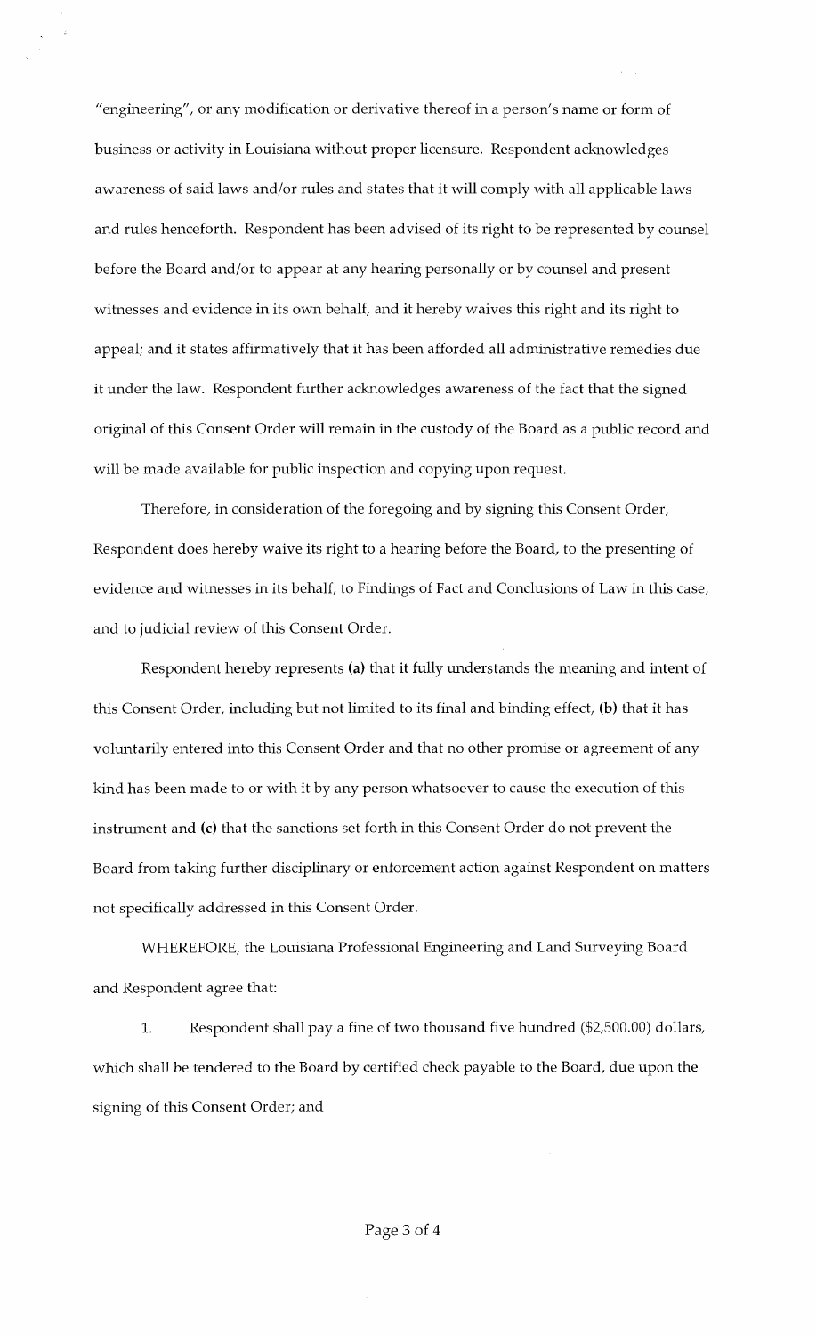"engineering", or any modification or derivative thereof in a person's name or form of business or activity in Louisiana without proper licensure. Respondent acknowledges awareness of said laws and/or rules and states that it will comply with all applicable laws and rules henceforth. Respondent has been advised of its right to be represented by counsel before the Board and/or to appear at any hearing personally or by counsel and present witnesses and evidence in its own behalf, and it hereby waives this right and its right to appeal; and it states affirmatively that it has been afforded all administrative remedies due it under the law. Respondent further acknowledges awareness of the fact that the signed original of this Consent Order will remain in the custody of the Board as a public record and will be made available for public inspection and copying upon request.

Therefore, in consideration of the foregoing and by signing this Consent Order, Respondent does hereby waive its right to a hearing before the Board, to the presenting of evidence and witnesses in its behalf, to Findings of Fact and Conclusions of Law in this case, and to judicial review of this Consent Order.

Respondent hereby represents **(a)** that it fully understands the meaning and intent of this Consent Order, including but not limited to its final and binding effect, **(b)** that it has voluntarily entered into this Consent Order and that no other promise or agreement of any kind has been made to or with it by any person whatsoever to cause the execution of this instrument and **(c)** that the sanctions set forth in this Consent Order do not prevent the Board from taking further disciplinary or enforcement action against Respondent on matters not specifically addressed in this Consent Order.

WHEREFORE, the Louisiana Professional Engineering and Land Surveying Board and Respondent agree that:

1. Respondent shall pay a fine of two thousand five hundred ($2,500.00) dollars, which shall be tendered to the Board by certified check payable to the Board, due upon the signing of this Consent Order; and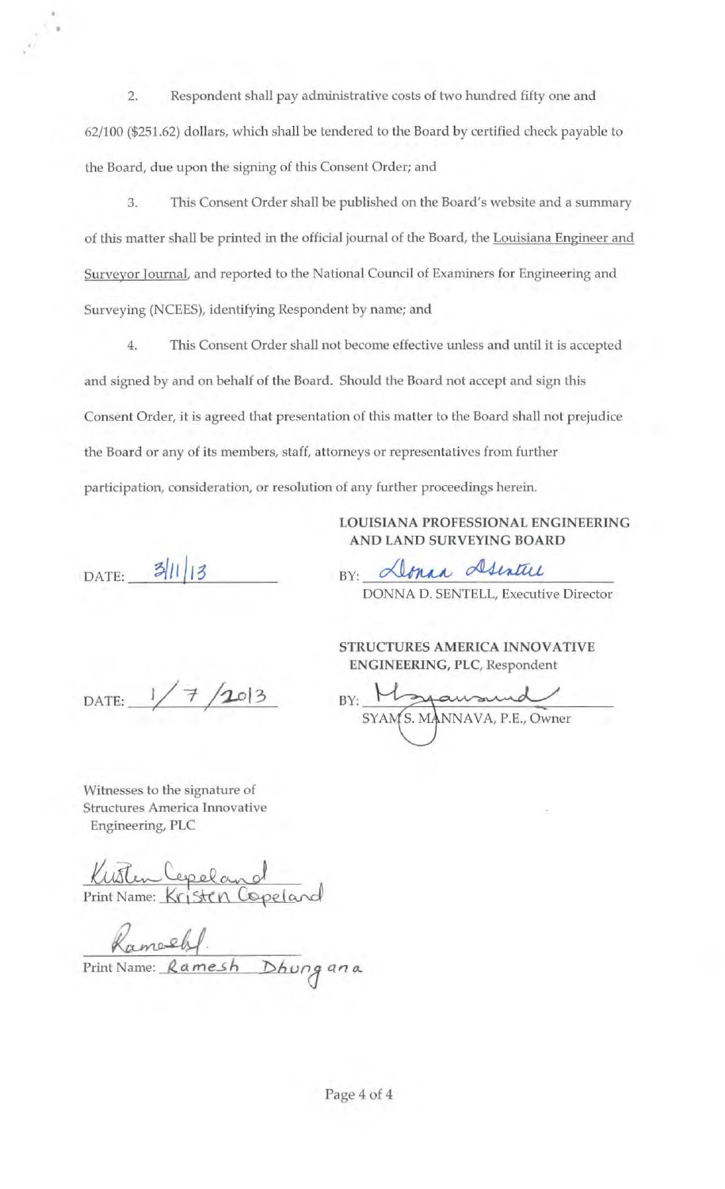2. Respondent shall pay administrative costs of two hundred fifty one and 62/100 ($251.62) dollars, which shall be tendered to the Board by certified check payable to the Board, due upon the signing of this Consent Order; and

3. This Consent Order shall be published on the Board's website and a summary of this matter shall be printed in the official journal of the Board, the Louisiana Engineer and Surveyor Journal, and reported to the National Council of Examiners for Engineering and Surveying (NCEES), identifying Respondent by name; and

4. This Consent Order shall not become effective unless and until it is accepted and signed by and on behalf of the Board. Should the Board not accept and sign this Consent Order, it is agreed that presentation of this matter to the Board shall not prejudice the Board or any of its members, staff, attorneys or representatives from further participation, consideration, or resolution of any further proceedings herein.

**LOUISIANA PROFESSIONAL ENGINEERING AND LAND SURVEYING BOARD**

DATE: 3/11/13

BY: Donna Sentell
DONNA D. SENTELL, Executive Director

**STRUCTURES AMERICA INNOVATIVE ENGINEERING, PLC**, Respondent

DATE: 1/7/2013

BY: [signature]
SYAM S. MANNAVA, P.E., Owner

Witnesses to the signature of Structures America Innovative Engineering, PLC

Kristen Copeland
Print Name: Kristen Copeland

Ramesh
Print Name: Ramesh Dhungana